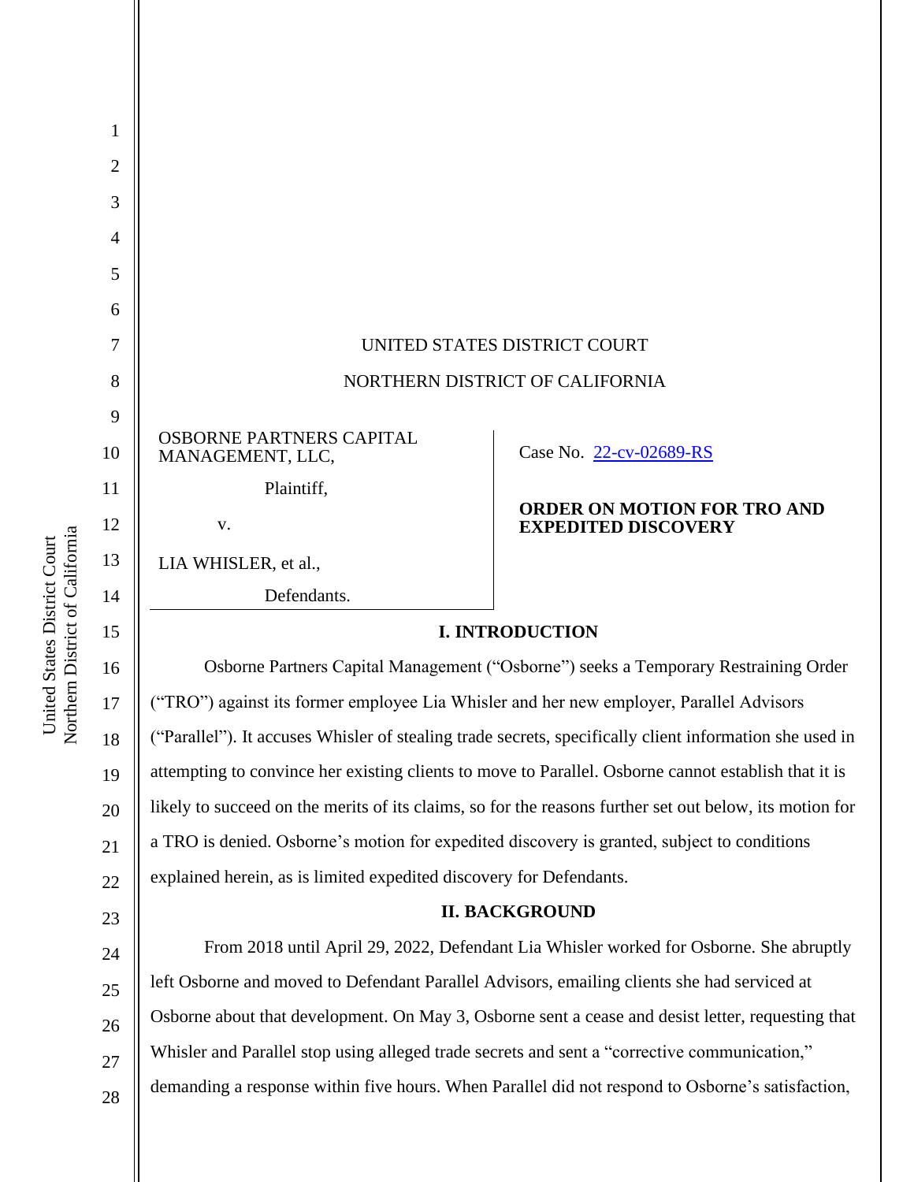UNITED STATES DISTRICT COURT

NORTHERN DISTRICT OF CALIFORNIA

OSBORNE PARTNERS CAPITAL MANAGEMENT, LLC,

Plaintiff,

v.

LIA WHISLER, et al.,

Defendants.

Case No. 22-cv-02689-RS

**ORDER ON MOTION FOR TRO AND EXPEDITED DISCOVERY**

## I. INTRODUCTION

Osborne Partners Capital Management ("Osborne") seeks a Temporary Restraining Order ("TRO") against its former employee Lia Whisler and her new employer, Parallel Advisors ("Parallel"). It accuses Whisler of stealing trade secrets, specifically client information she used in attempting to convince her existing clients to move to Parallel. Osborne cannot establish that it is likely to succeed on the merits of its claims, so for the reasons further set out below, its motion for a TRO is denied. Osborne's motion for expedited discovery is granted, subject to conditions explained herein, as is limited expedited discovery for Defendants.

## II. BACKGROUND

From 2018 until April 29, 2022, Defendant Lia Whisler worked for Osborne. She abruptly left Osborne and moved to Defendant Parallel Advisors, emailing clients she had serviced at Osborne about that development. On May 3, Osborne sent a cease and desist letter, requesting that Whisler and Parallel stop using alleged trade secrets and sent a "corrective communication," demanding a response within five hours. When Parallel did not respond to Osborne's satisfaction,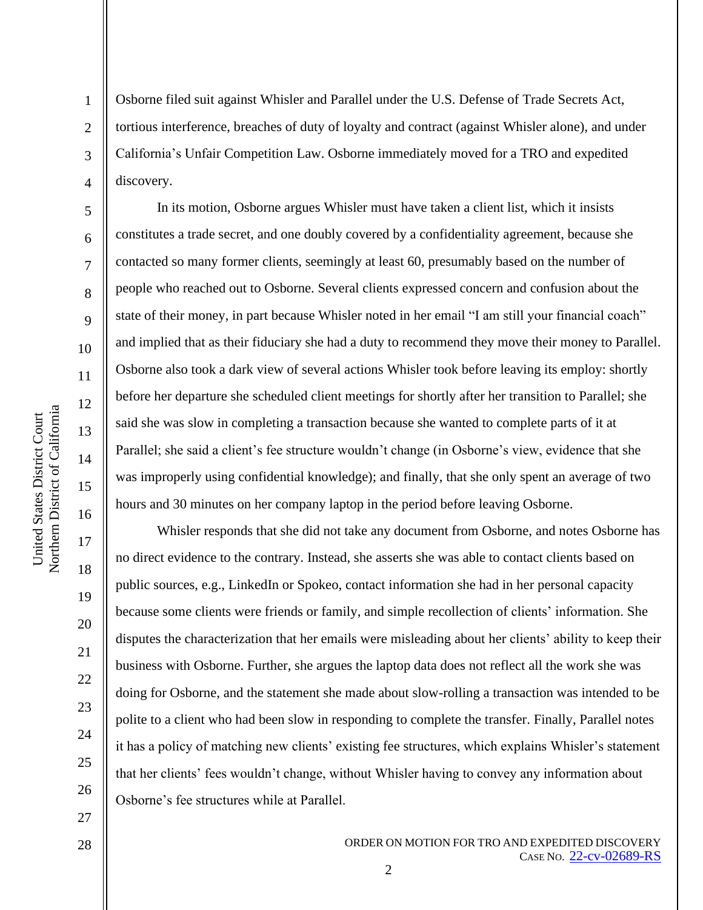Osborne filed suit against Whisler and Parallel under the U.S. Defense of Trade Secrets Act, tortious interference, breaches of duty of loyalty and contract (against Whisler alone), and under California's Unfair Competition Law. Osborne immediately moved for a TRO and expedited discovery.

In its motion, Osborne argues Whisler must have taken a client list, which it insists constitutes a trade secret, and one doubly covered by a confidentiality agreement, because she contacted so many former clients, seemingly at least 60, presumably based on the number of people who reached out to Osborne. Several clients expressed concern and confusion about the state of their money, in part because Whisler noted in her email "I am still your financial coach" and implied that as their fiduciary she had a duty to recommend they move their money to Parallel. Osborne also took a dark view of several actions Whisler took before leaving its employ: shortly before her departure she scheduled client meetings for shortly after her transition to Parallel; she said she was slow in completing a transaction because she wanted to complete parts of it at Parallel; she said a client's fee structure wouldn't change (in Osborne's view, evidence that she was improperly using confidential knowledge); and finally, that she only spent an average of two hours and 30 minutes on her company laptop in the period before leaving Osborne.

Whisler responds that she did not take any document from Osborne, and notes Osborne has no direct evidence to the contrary. Instead, she asserts she was able to contact clients based on public sources, e.g., LinkedIn or Spokeo, contact information she had in her personal capacity because some clients were friends or family, and simple recollection of clients' information. She disputes the characterization that her emails were misleading about her clients' ability to keep their business with Osborne. Further, she argues the laptop data does not reflect all the work she was doing for Osborne, and the statement she made about slow-rolling a transaction was intended to be polite to a client who had been slow in responding to complete the transfer. Finally, Parallel notes it has a policy of matching new clients' existing fee structures, which explains Whisler's statement that her clients' fees wouldn't change, without Whisler having to convey any information about Osborne's fee structures while at Parallel.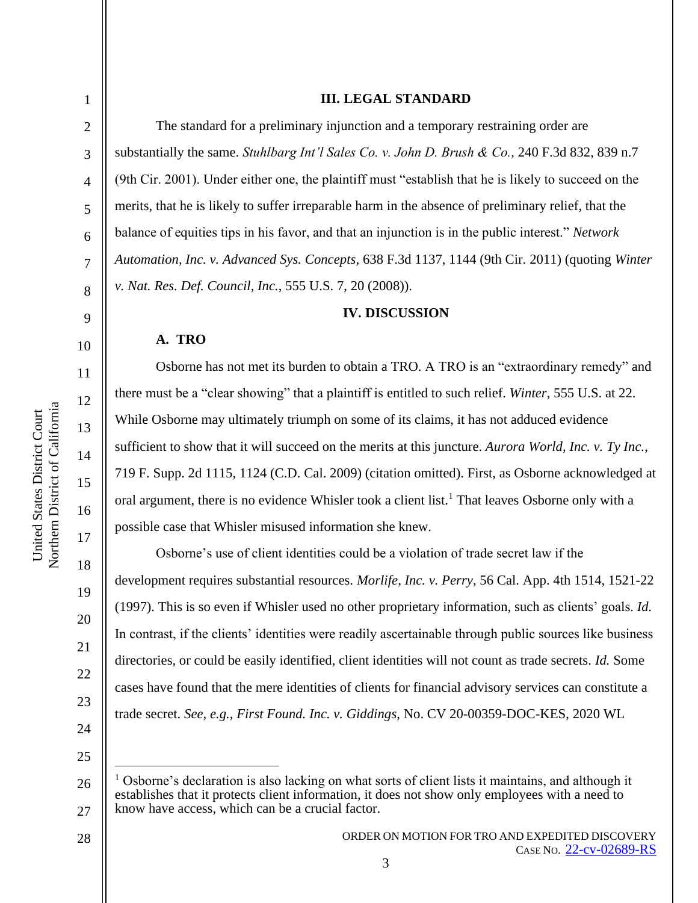## III. LEGAL STANDARD

The standard for a preliminary injunction and a temporary restraining order are substantially the same. *Stuhlbarg Int'l Sales Co. v. John D. Brush & Co.*, 240 F.3d 832, 839 n.7 (9th Cir. 2001). Under either one, the plaintiff must "establish that he is likely to succeed on the merits, that he is likely to suffer irreparable harm in the absence of preliminary relief, that the balance of equities tips in his favor, and that an injunction is in the public interest." *Network Automation, Inc. v. Advanced Sys. Concepts*, 638 F.3d 1137, 1144 (9th Cir. 2011) (quoting *Winter v. Nat. Res. Def. Council, Inc.*, 555 U.S. 7, 20 (2008)).

## IV. DISCUSSION

### A. TRO

Osborne has not met its burden to obtain a TRO. A TRO is an "extraordinary remedy" and there must be a "clear showing" that a plaintiff is entitled to such relief. *Winter*, 555 U.S. at 22. While Osborne may ultimately triumph on some of its claims, it has not adduced evidence sufficient to show that it will succeed on the merits at this juncture. *Aurora World, Inc. v. Ty Inc.*, 719 F. Supp. 2d 1115, 1124 (C.D. Cal. 2009) (citation omitted). First, as Osborne acknowledged at oral argument, there is no evidence Whisler took a client list.[1] That leaves Osborne only with a possible case that Whisler misused information she knew.

Osborne's use of client identities could be a violation of trade secret law if the development requires substantial resources. *Morlife, Inc. v. Perry*, 56 Cal. App. 4th 1514, 1521-22 (1997). This is so even if Whisler used no other proprietary information, such as clients' goals. *Id.* In contrast, if the clients' identities were readily ascertainable through public sources like business directories, or could be easily identified, client identities will not count as trade secrets. *Id.* Some cases have found that the mere identities of clients for financial advisory services can constitute a trade secret. *See, e.g.*, *First Found. Inc. v. Giddings*, No. CV 20-00359-DOC-KES, 2020 WL

[1] Osborne's declaration is also lacking on what sorts of client lists it maintains, and although it establishes that it protects client information, it does not show only employees with a need to know have access, which can be a crucial factor.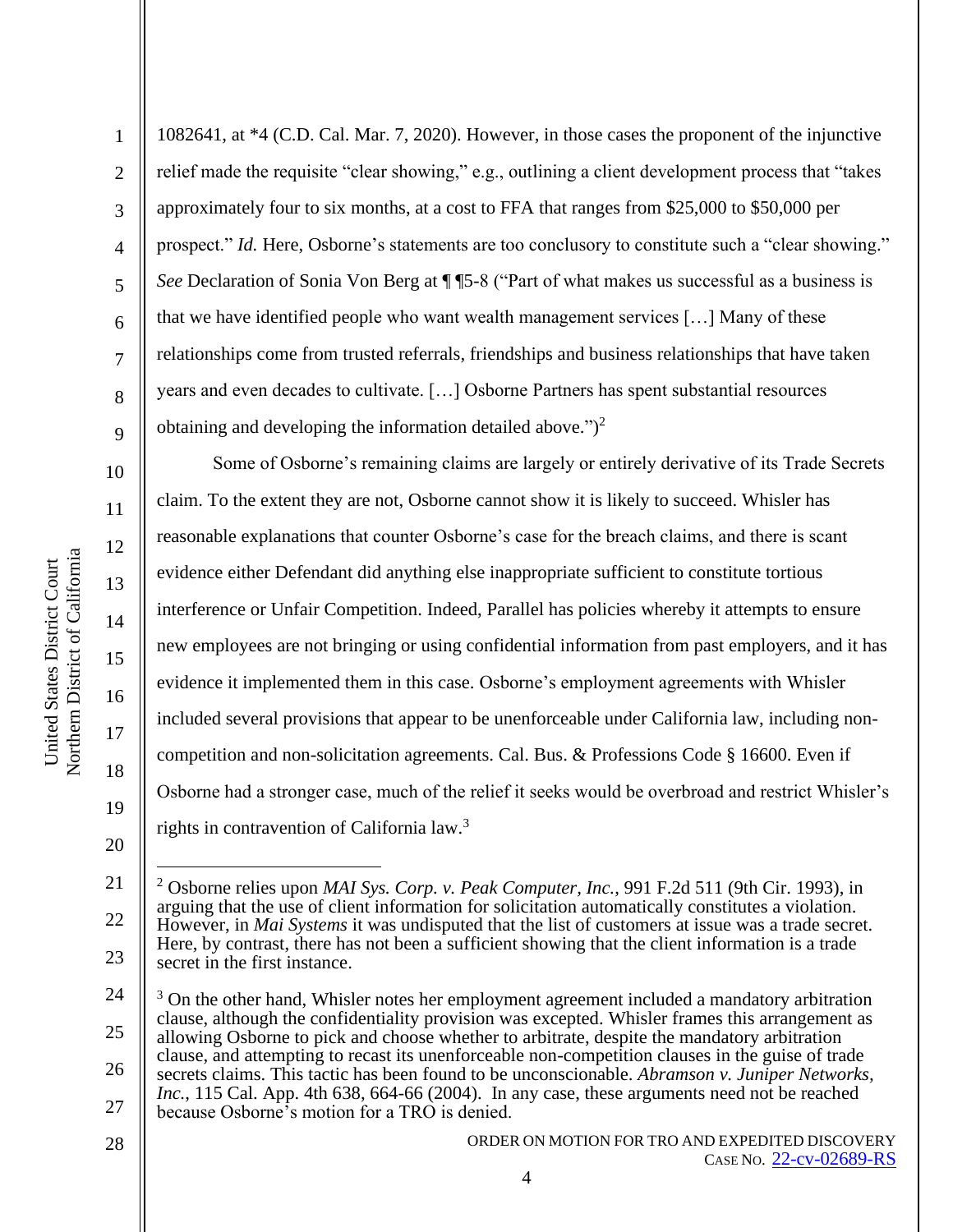1082641, at *4 (C.D. Cal. Mar. 7, 2020). However, in those cases the proponent of the injunctive relief made the requisite "clear showing," e.g., outlining a client development process that "takes approximately four to six months, at a cost to FFA that ranges from $25,000 to $50,000 per prospect." *Id.* Here, Osborne's statements are too conclusory to constitute such a "clear showing." *See* Declaration of Sonia Von Berg at ¶ ¶5-8 ("Part of what makes us successful as a business is that we have identified people who want wealth management services […] Many of these relationships come from trusted referrals, friendships and business relationships that have taken years and even decades to cultivate. […] Osborne Partners has spent substantial resources obtaining and developing the information detailed above.")[2]

Some of Osborne's remaining claims are largely or entirely derivative of its Trade Secrets claim. To the extent they are not, Osborne cannot show it is likely to succeed. Whisler has reasonable explanations that counter Osborne's case for the breach claims, and there is scant evidence either Defendant did anything else inappropriate sufficient to constitute tortious interference or Unfair Competition. Indeed, Parallel has policies whereby it attempts to ensure new employees are not bringing or using confidential information from past employers, and it has evidence it implemented them in this case. Osborne's employment agreements with Whisler included several provisions that appear to be unenforceable under California law, including non-competition and non-solicitation agreements. Cal. Bus. & Professions Code § 16600. Even if Osborne had a stronger case, much of the relief it seeks would be overbroad and restrict Whisler's rights in contravention of California law.[3]

---

[2] Osborne relies upon *MAI Sys. Corp. v. Peak Computer, Inc.*, 991 F.2d 511 (9th Cir. 1993), in arguing that the use of client information for solicitation automatically constitutes a violation. However, in *Mai Systems* it was undisputed that the list of customers at issue was a trade secret. Here, by contrast, there has not been a sufficient showing that the client information is a trade secret in the first instance.

[3] On the other hand, Whisler notes her employment agreement included a mandatory arbitration clause, although the confidentiality provision was excepted. Whisler frames this arrangement as allowing Osborne to pick and choose whether to arbitrate, despite the mandatory arbitration clause, and attempting to recast its unenforceable non-competition clauses in the guise of trade secrets claims. This tactic has been found to be unconscionable. *Abramson v. Juniper Networks, Inc.*, 115 Cal. App. 4th 638, 664-66 (2004). In any case, these arguments need not be reached because Osborne's motion for a TRO is denied.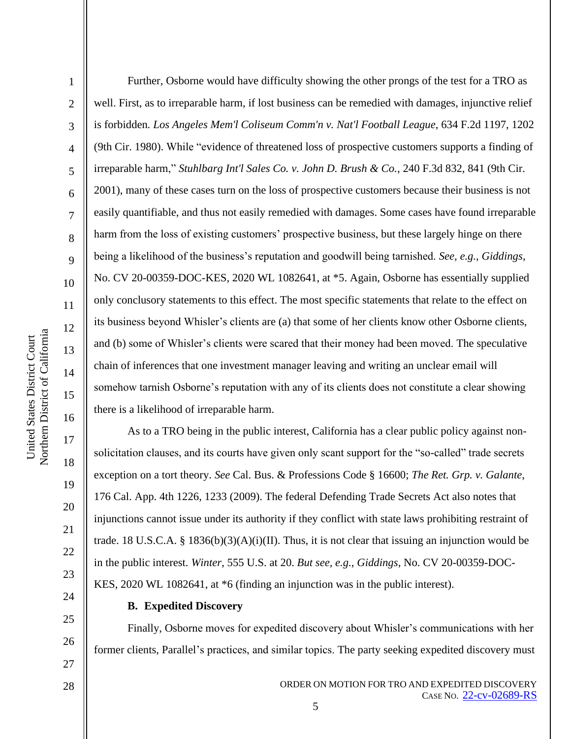Further, Osborne would have difficulty showing the other prongs of the test for a TRO as well. First, as to irreparable harm, if lost business can be remedied with damages, injunctive relief is forbidden. *Los Angeles Mem'l Coliseum Comm'n v. Nat'l Football League*, 634 F.2d 1197, 1202 (9th Cir. 1980). While "evidence of threatened loss of prospective customers supports a finding of irreparable harm," *Stuhlbarg Int'l Sales Co. v. John D. Brush & Co.*, 240 F.3d 832, 841 (9th Cir. 2001), many of these cases turn on the loss of prospective customers because their business is not easily quantifiable, and thus not easily remedied with damages. Some cases have found irreparable harm from the loss of existing customers' prospective business, but these largely hinge on there being a likelihood of the business's reputation and goodwill being tarnished. *See, e.g.*, *Giddings*, No. CV 20-00359-DOC-KES, 2020 WL 1082641, at *5. Again, Osborne has essentially supplied only conclusory statements to this effect. The most specific statements that relate to the effect on its business beyond Whisler's clients are (a) that some of her clients know other Osborne clients, and (b) some of Whisler's clients were scared that their money had been moved. The speculative chain of inferences that one investment manager leaving and writing an unclear email will somehow tarnish Osborne's reputation with any of its clients does not constitute a clear showing there is a likelihood of irreparable harm.

As to a TRO being in the public interest, California has a clear public policy against non-solicitation clauses, and its courts have given only scant support for the "so-called" trade secrets exception on a tort theory. *See* Cal. Bus. & Professions Code § 16600; *The Ret. Grp. v. Galante*, 176 Cal. App. 4th 1226, 1233 (2009). The federal Defending Trade Secrets Act also notes that injunctions cannot issue under its authority if they conflict with state laws prohibiting restraint of trade. 18 U.S.C.A. § 1836(b)(3)(A)(i)(II). Thus, it is not clear that issuing an injunction would be in the public interest. *Winter*, 555 U.S. at 20. *But see, e.g.*, *Giddings*, No. CV 20-00359-DOC-KES, 2020 WL 1082641, at *6 (finding an injunction was in the public interest).

**B. Expedited Discovery**

Finally, Osborne moves for expedited discovery about Whisler's communications with her former clients, Parallel's practices, and similar topics. The party seeking expedited discovery must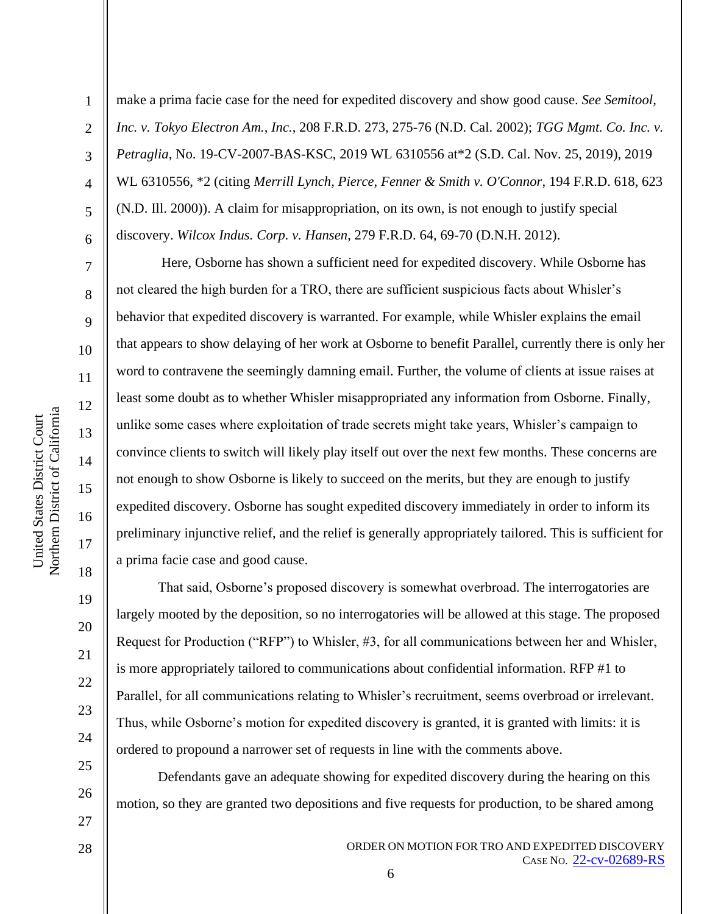make a prima facie case for the need for expedited discovery and show good cause. *See Semitool, Inc. v. Tokyo Electron Am., Inc.*, 208 F.R.D. 273, 275-76 (N.D. Cal. 2002); *TGG Mgmt. Co. Inc. v. Petraglia*, No. 19-CV-2007-BAS-KSC, 2019 WL 6310556 at*2 (S.D. Cal. Nov. 25, 2019), 2019 WL 6310556, *2 (citing *Merrill Lynch, Pierce, Fenner & Smith v. O'Connor*, 194 F.R.D. 618, 623 (N.D. Ill. 2000)). A claim for misappropriation, on its own, is not enough to justify special discovery. *Wilcox Indus. Corp. v. Hansen*, 279 F.R.D. 64, 69-70 (D.N.H. 2012).

Here, Osborne has shown a sufficient need for expedited discovery. While Osborne has not cleared the high burden for a TRO, there are sufficient suspicious facts about Whisler's behavior that expedited discovery is warranted. For example, while Whisler explains the email that appears to show delaying of her work at Osborne to benefit Parallel, currently there is only her word to contravene the seemingly damning email. Further, the volume of clients at issue raises at least some doubt as to whether Whisler misappropriated any information from Osborne. Finally, unlike some cases where exploitation of trade secrets might take years, Whisler's campaign to convince clients to switch will likely play itself out over the next few months. These concerns are not enough to show Osborne is likely to succeed on the merits, but they are enough to justify expedited discovery. Osborne has sought expedited discovery immediately in order to inform its preliminary injunctive relief, and the relief is generally appropriately tailored. This is sufficient for a prima facie case and good cause.

That said, Osborne's proposed discovery is somewhat overbroad. The interrogatories are largely mooted by the deposition, so no interrogatories will be allowed at this stage. The proposed Request for Production ("RFP") to Whisler, #3, for all communications between her and Whisler, is more appropriately tailored to communications about confidential information. RFP #1 to Parallel, for all communications relating to Whisler's recruitment, seems overbroad or irrelevant. Thus, while Osborne's motion for expedited discovery is granted, it is granted with limits: it is ordered to propound a narrower set of requests in line with the comments above.

Defendants gave an adequate showing for expedited discovery during the hearing on this motion, so they are granted two depositions and five requests for production, to be shared among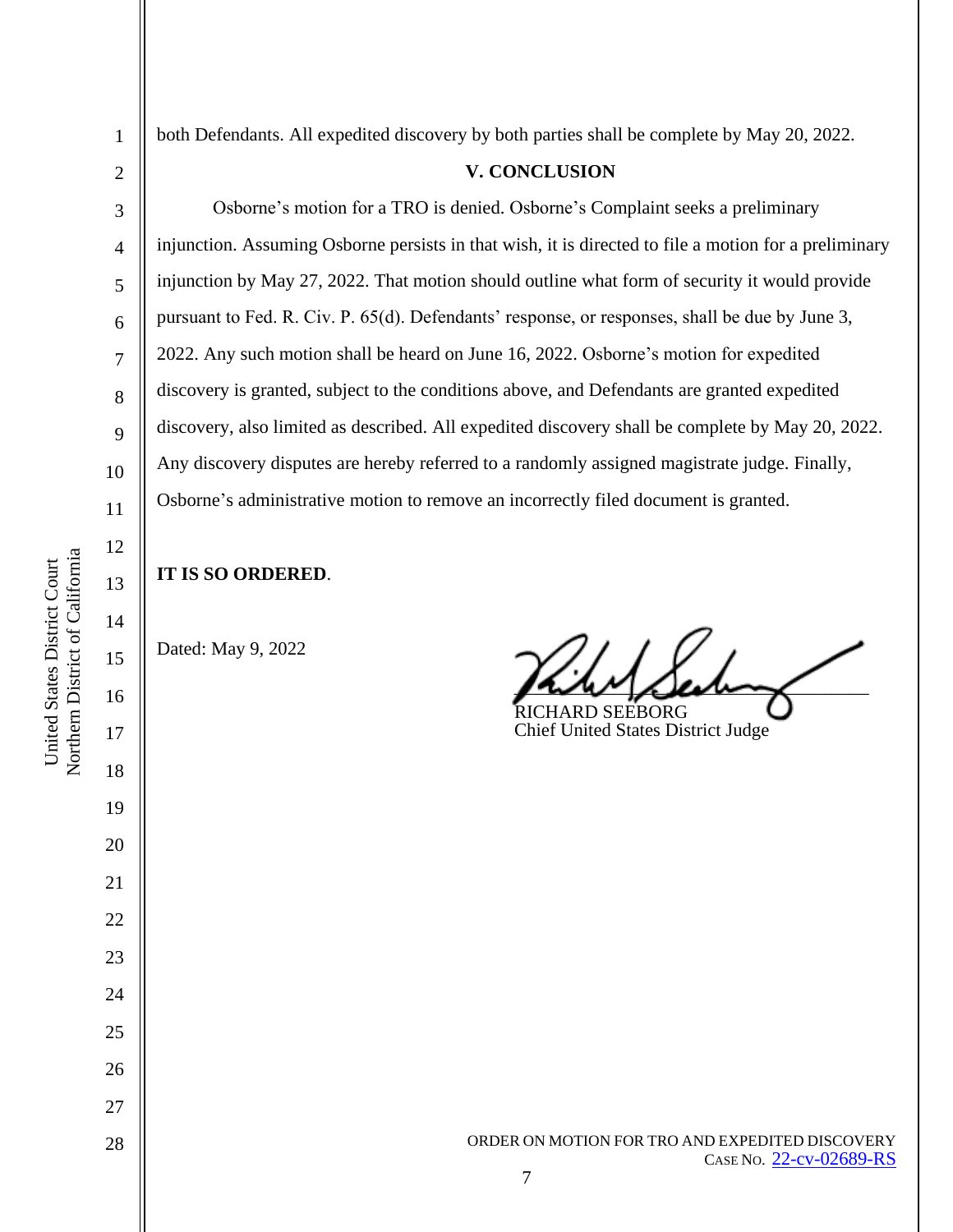both Defendants. All expedited discovery by both parties shall be complete by May 20, 2022.

## V. CONCLUSION

Osborne's motion for a TRO is denied. Osborne's Complaint seeks a preliminary injunction. Assuming Osborne persists in that wish, it is directed to file a motion for a preliminary injunction by May 27, 2022. That motion should outline what form of security it would provide pursuant to Fed. R. Civ. P. 65(d). Defendants' response, or responses, shall be due by June 3, 2022. Any such motion shall be heard on June 16, 2022. Osborne's motion for expedited discovery is granted, subject to the conditions above, and Defendants are granted expedited discovery, also limited as described. All expedited discovery shall be complete by May 20, 2022. Any discovery disputes are hereby referred to a randomly assigned magistrate judge. Finally, Osborne's administrative motion to remove an incorrectly filed document is granted.

**IT IS SO ORDERED**.

Dated: May 9, 2022

RICHARD SEEBORG
Chief United States District Judge